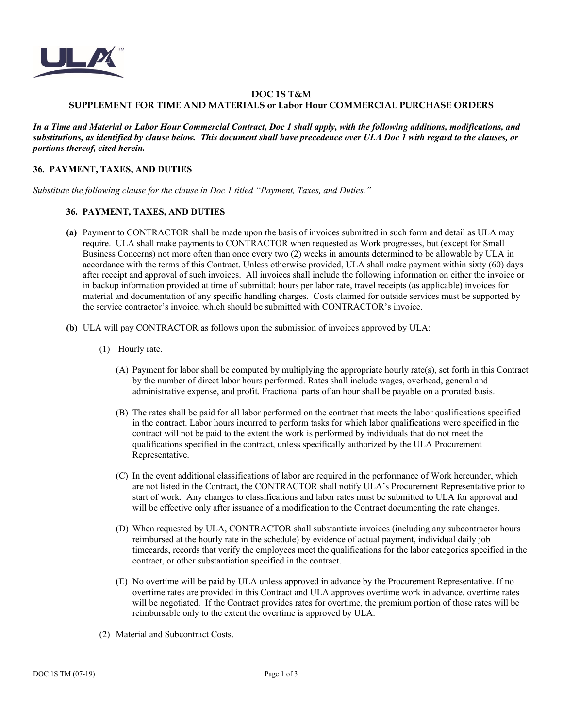# DOC 1S T&M

## SUPPLEMENT FOR TIME AND MATERIALS or Labor Hour COMMERCIAL PURCHASE ORDERS

***In a Time and Material or Labor Hour Commercial Contract, Doc 1 shall apply, with the following additions, modifications, and substitutions, as identified by clause below. This document shall have precedence over ULA Doc 1 with regard to the clauses, or portions thereof, cited herein.***

### 36. PAYMENT, TAXES, AND DUTIES

<u>*Substitute the following clause for the clause in Doc 1 titled "Payment, Taxes, and Duties."*</u>

#### 36. PAYMENT, TAXES, AND DUTIES

**(a)** Payment to CONTRACTOR shall be made upon the basis of invoices submitted in such form and detail as ULA may require. ULA shall make payments to CONTRACTOR when requested as Work progresses, but (except for Small Business Concerns) not more often than once every two (2) weeks in amounts determined to be allowable by ULA in accordance with the terms of this Contract. Unless otherwise provided, ULA shall make payment within sixty (60) days after receipt and approval of such invoices. All invoices shall include the following information on either the invoice or in backup information provided at time of submittal: hours per labor rate, travel receipts (as applicable) invoices for material and documentation of any specific handling charges. Costs claimed for outside services must be supported by the service contractor's invoice, which should be submitted with CONTRACTOR's invoice.

**(b)** ULA will pay CONTRACTOR as follows upon the submission of invoices approved by ULA:

(1) Hourly rate.

(A) Payment for labor shall be computed by multiplying the appropriate hourly rate(s), set forth in this Contract by the number of direct labor hours performed. Rates shall include wages, overhead, general and administrative expense, and profit. Fractional parts of an hour shall be payable on a prorated basis.

(B) The rates shall be paid for all labor performed on the contract that meets the labor qualifications specified in the contract. Labor hours incurred to perform tasks for which labor qualifications were specified in the contract will not be paid to the extent the work is performed by individuals that do not meet the qualifications specified in the contract, unless specifically authorized by the ULA Procurement Representative.

(C) In the event additional classifications of labor are required in the performance of Work hereunder, which are not listed in the Contract, the CONTRACTOR shall notify ULA's Procurement Representative prior to start of work. Any changes to classifications and labor rates must be submitted to ULA for approval and will be effective only after issuance of a modification to the Contract documenting the rate changes.

(D) When requested by ULA, CONTRACTOR shall substantiate invoices (including any subcontractor hours reimbursed at the hourly rate in the schedule) by evidence of actual payment, individual daily job timecards, records that verify the employees meet the qualifications for the labor categories specified in the contract, or other substantiation specified in the contract.

(E) No overtime will be paid by ULA unless approved in advance by the Procurement Representative. If no overtime rates are provided in this Contract and ULA approves overtime work in advance, overtime rates will be negotiated. If the Contract provides rates for overtime, the premium portion of those rates will be reimbursable only to the extent the overtime is approved by ULA.

(2) Material and Subcontract Costs.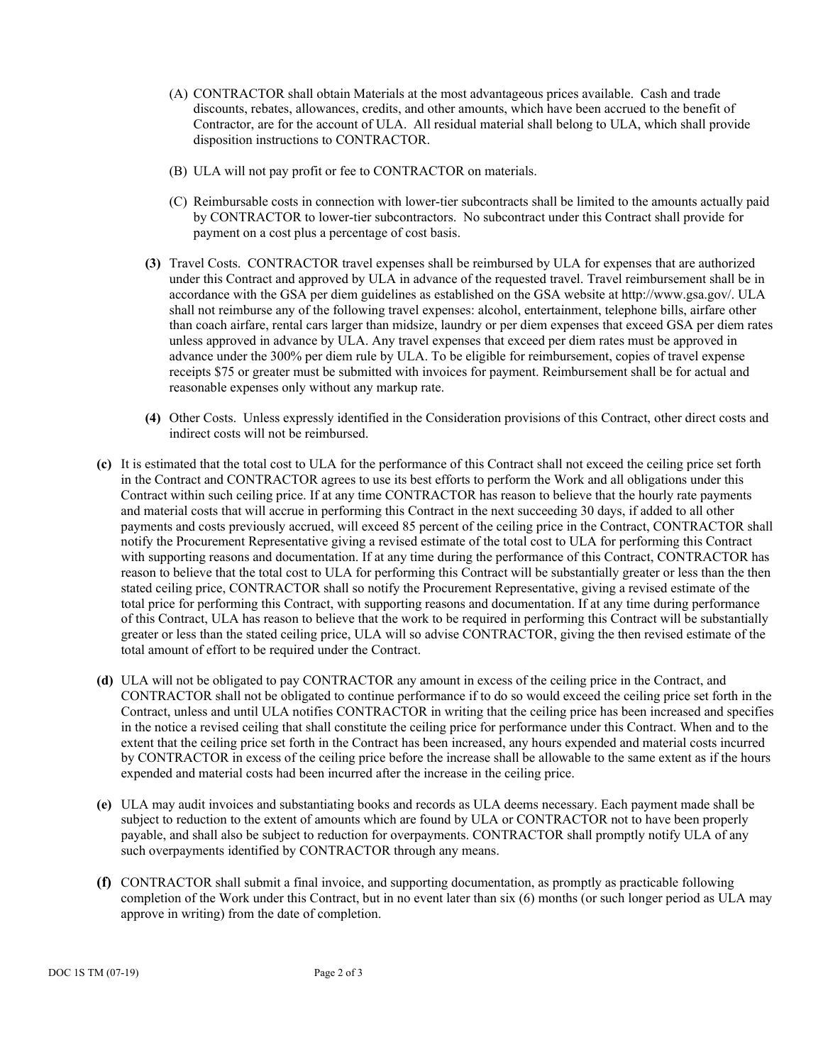(A) CONTRACTOR shall obtain Materials at the most advantageous prices available. Cash and trade discounts, rebates, allowances, credits, and other amounts, which have been accrued to the benefit of Contractor, are for the account of ULA. All residual material shall belong to ULA, which shall provide disposition instructions to CONTRACTOR.

(B) ULA will not pay profit or fee to CONTRACTOR on materials.

(C) Reimbursable costs in connection with lower-tier subcontracts shall be limited to the amounts actually paid by CONTRACTOR to lower-tier subcontractors. No subcontract under this Contract shall provide for payment on a cost plus a percentage of cost basis.

**(3)** Travel Costs. CONTRACTOR travel expenses shall be reimbursed by ULA for expenses that are authorized under this Contract and approved by ULA in advance of the requested travel. Travel reimbursement shall be in accordance with the GSA per diem guidelines as established on the GSA website at http://www.gsa.gov/. ULA shall not reimburse any of the following travel expenses: alcohol, entertainment, telephone bills, airfare other than coach airfare, rental cars larger than midsize, laundry or per diem expenses that exceed GSA per diem rates unless approved in advance by ULA. Any travel expenses that exceed per diem rates must be approved in advance under the 300% per diem rule by ULA. To be eligible for reimbursement, copies of travel expense receipts $75 or greater must be submitted with invoices for payment. Reimbursement shall be for actual and reasonable expenses only without any markup rate.

**(4)** Other Costs. Unless expressly identified in the Consideration provisions of this Contract, other direct costs and indirect costs will not be reimbursed.

**(c)** It is estimated that the total cost to ULA for the performance of this Contract shall not exceed the ceiling price set forth in the Contract and CONTRACTOR agrees to use its best efforts to perform the Work and all obligations under this Contract within such ceiling price. If at any time CONTRACTOR has reason to believe that the hourly rate payments and material costs that will accrue in performing this Contract in the next succeeding 30 days, if added to all other payments and costs previously accrued, will exceed 85 percent of the ceiling price in the Contract, CONTRACTOR shall notify the Procurement Representative giving a revised estimate of the total cost to ULA for performing this Contract with supporting reasons and documentation. If at any time during the performance of this Contract, CONTRACTOR has reason to believe that the total cost to ULA for performing this Contract will be substantially greater or less than the then stated ceiling price, CONTRACTOR shall so notify the Procurement Representative, giving a revised estimate of the total price for performing this Contract, with supporting reasons and documentation. If at any time during performance of this Contract, ULA has reason to believe that the work to be required in performing this Contract will be substantially greater or less than the stated ceiling price, ULA will so advise CONTRACTOR, giving the then revised estimate of the total amount of effort to be required under the Contract.

**(d)** ULA will not be obligated to pay CONTRACTOR any amount in excess of the ceiling price in the Contract, and CONTRACTOR shall not be obligated to continue performance if to do so would exceed the ceiling price set forth in the Contract, unless and until ULA notifies CONTRACTOR in writing that the ceiling price has been increased and specifies in the notice a revised ceiling that shall constitute the ceiling price for performance under this Contract. When and to the extent that the ceiling price set forth in the Contract has been increased, any hours expended and material costs incurred by CONTRACTOR in excess of the ceiling price before the increase shall be allowable to the same extent as if the hours expended and material costs had been incurred after the increase in the ceiling price.

**(e)** ULA may audit invoices and substantiating books and records as ULA deems necessary. Each payment made shall be subject to reduction to the extent of amounts which are found by ULA or CONTRACTOR not to have been properly payable, and shall also be subject to reduction for overpayments. CONTRACTOR shall promptly notify ULA of any such overpayments identified by CONTRACTOR through any means.

**(f)** CONTRACTOR shall submit a final invoice, and supporting documentation, as promptly as practicable following completion of the Work under this Contract, but in no event later than six (6) months (or such longer period as ULA may approve in writing) from the date of completion.

DOC 1S TM (07-19)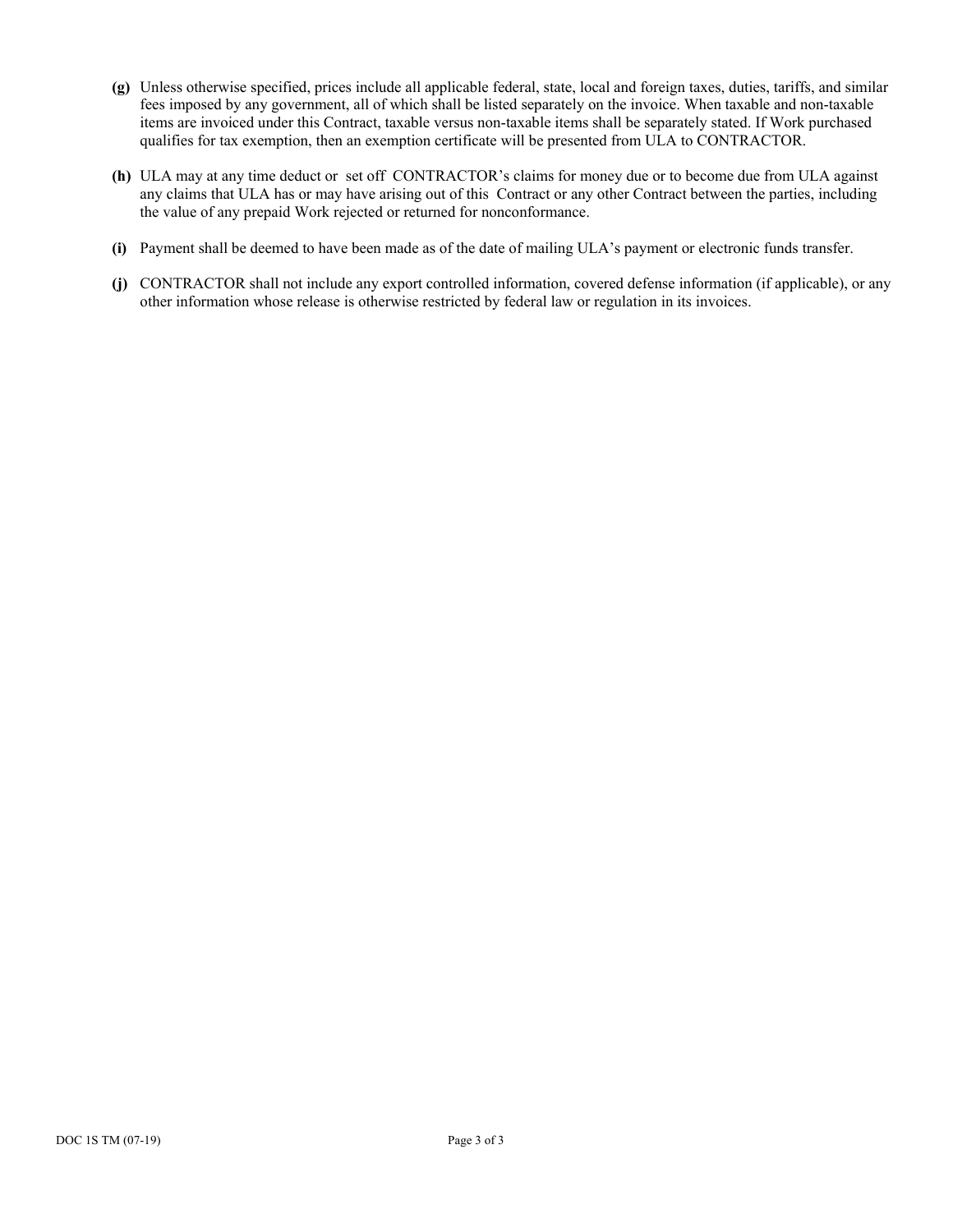**(g)** Unless otherwise specified, prices include all applicable federal, state, local and foreign taxes, duties, tariffs, and similar fees imposed by any government, all of which shall be listed separately on the invoice. When taxable and non-taxable items are invoiced under this Contract, taxable versus non-taxable items shall be separately stated. If Work purchased qualifies for tax exemption, then an exemption certificate will be presented from ULA to CONTRACTOR.

**(h)** ULA may at any time deduct or set off CONTRACTOR's claims for money due or to become due from ULA against any claims that ULA has or may have arising out of this Contract or any other Contract between the parties, including the value of any prepaid Work rejected or returned for nonconformance.

**(i)** Payment shall be deemed to have been made as of the date of mailing ULA's payment or electronic funds transfer.

**(j)** CONTRACTOR shall not include any export controlled information, covered defense information (if applicable), or any other information whose release is otherwise restricted by federal law or regulation in its invoices.

DOC 1S TM (07-19)